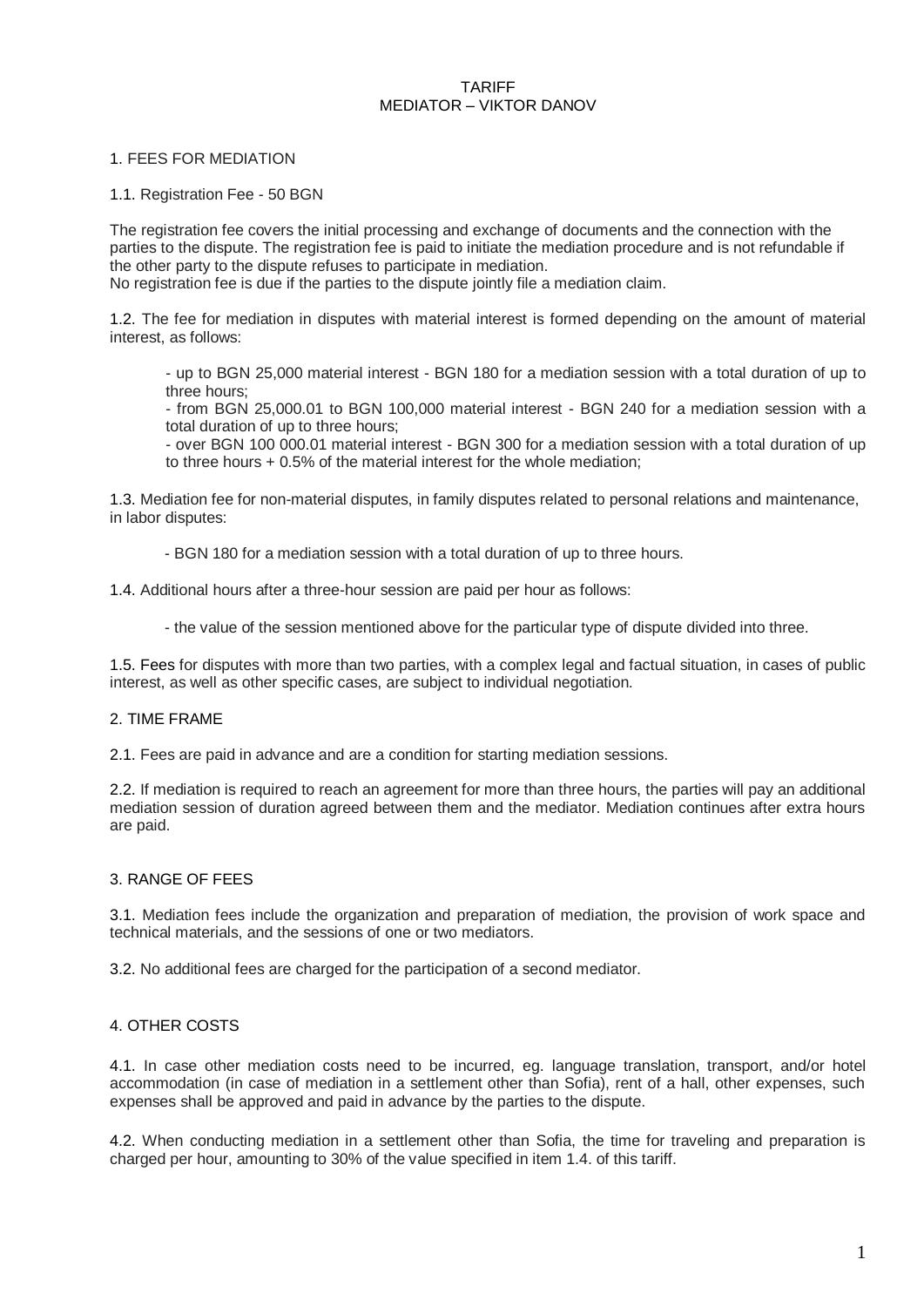# TARIFF
# MEDIATOR – VIKTOR DANOV

## 1. FEES FOR MEDIATION

1.1. Registration Fee - 50 BGN

The registration fee covers the initial processing and exchange of documents and the connection with the parties to the dispute. The registration fee is paid to initiate the mediation procedure and is not refundable if the other party to the dispute refuses to participate in mediation.
No registration fee is due if the parties to the dispute jointly file a mediation claim.

1.2. The fee for mediation in disputes with material interest is formed depending on the amount of material interest, as follows:

- up to BGN 25,000 material interest - BGN 180 for a mediation session with a total duration of up to three hours;
- from BGN 25,000.01 to BGN 100,000 material interest - BGN 240 for a mediation session with a total duration of up to three hours;
- over BGN 100 000.01 material interest - BGN 300 for a mediation session with a total duration of up to three hours + 0.5% of the material interest for the whole mediation;

1.3. Mediation fee for non-material disputes, in family disputes related to personal relations and maintenance, in labor disputes:

- BGN 180 for a mediation session with a total duration of up to three hours.

1.4. Additional hours after a three-hour session are paid per hour as follows:

- the value of the session mentioned above for the particular type of dispute divided into three.

1.5. Fees for disputes with more than two parties, with a complex legal and factual situation, in cases of public interest, as well as other specific cases, are subject to individual negotiation.

## 2. TIME FRAME

2.1. Fees are paid in advance and are a condition for starting mediation sessions.

2.2. If mediation is required to reach an agreement for more than three hours, the parties will pay an additional mediation session of duration agreed between them and the mediator. Mediation continues after extra hours are paid.

## 3. RANGE OF FEES

3.1. Mediation fees include the organization and preparation of mediation, the provision of work space and technical materials, and the sessions of one or two mediators.

3.2. No additional fees are charged for the participation of a second mediator.

## 4. OTHER COSTS

4.1. In case other mediation costs need to be incurred, eg. language translation, transport, and/or hotel accommodation (in case of mediation in a settlement other than Sofia), rent of a hall, other expenses, such expenses shall be approved and paid in advance by the parties to the dispute.

4.2. When conducting mediation in a settlement other than Sofia, the time for traveling and preparation is charged per hour, amounting to 30% of the value specified in item 1.4. of this tariff.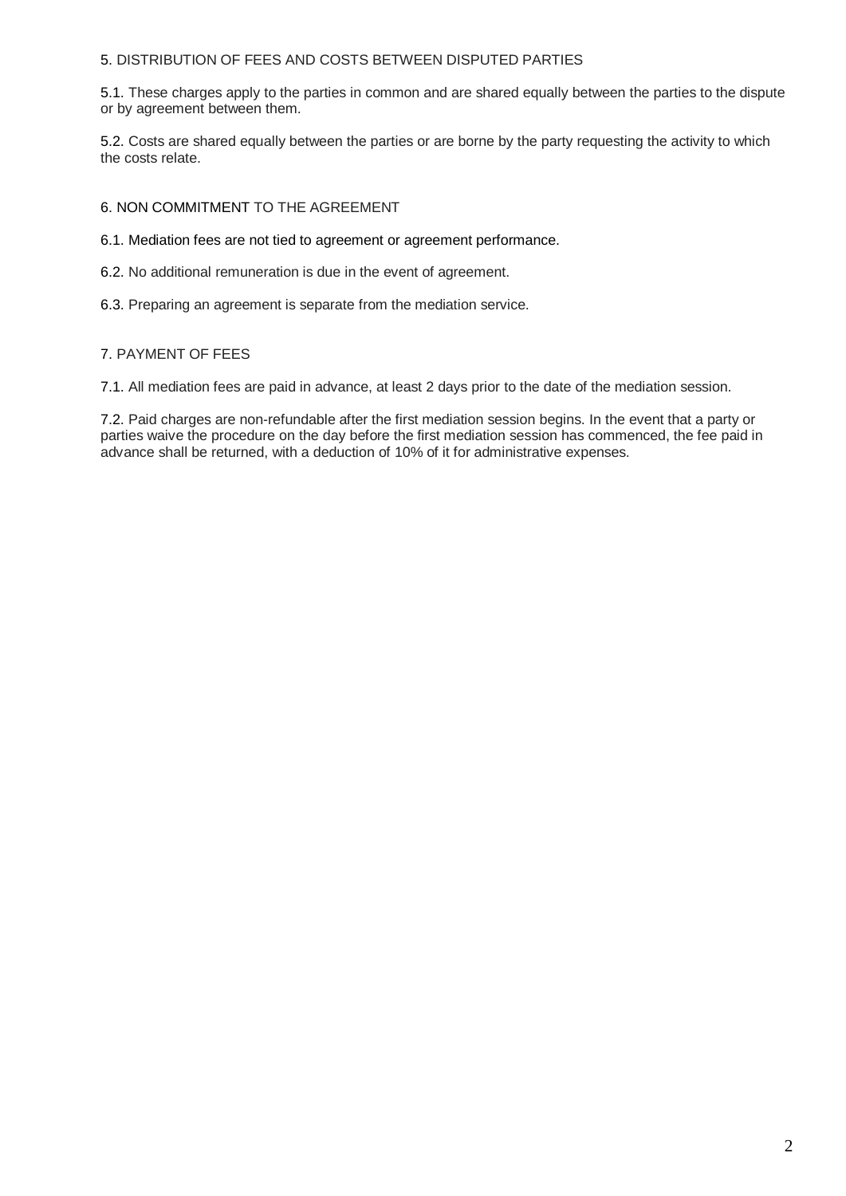## 5. DISTRIBUTION OF FEES AND COSTS BETWEEN DISPUTED PARTIES

5.1. These charges apply to the parties in common and are shared equally between the parties to the dispute or by agreement between them.

5.2. Costs are shared equally between the parties or are borne by the party requesting the activity to which the costs relate.

## 6. NON COMMITMENT TO THE AGREEMENT

6.1. Mediation fees are not tied to agreement or agreement performance.

6.2. No additional remuneration is due in the event of agreement.

6.3. Preparing an agreement is separate from the mediation service.

## 7. PAYMENT OF FEES

7.1. All mediation fees are paid in advance, at least 2 days prior to the date of the mediation session.

7.2. Paid charges are non-refundable after the first mediation session begins. In the event that a party or parties waive the procedure on the day before the first mediation session has commenced, the fee paid in advance shall be returned, with a deduction of 10% of it for administrative expenses.